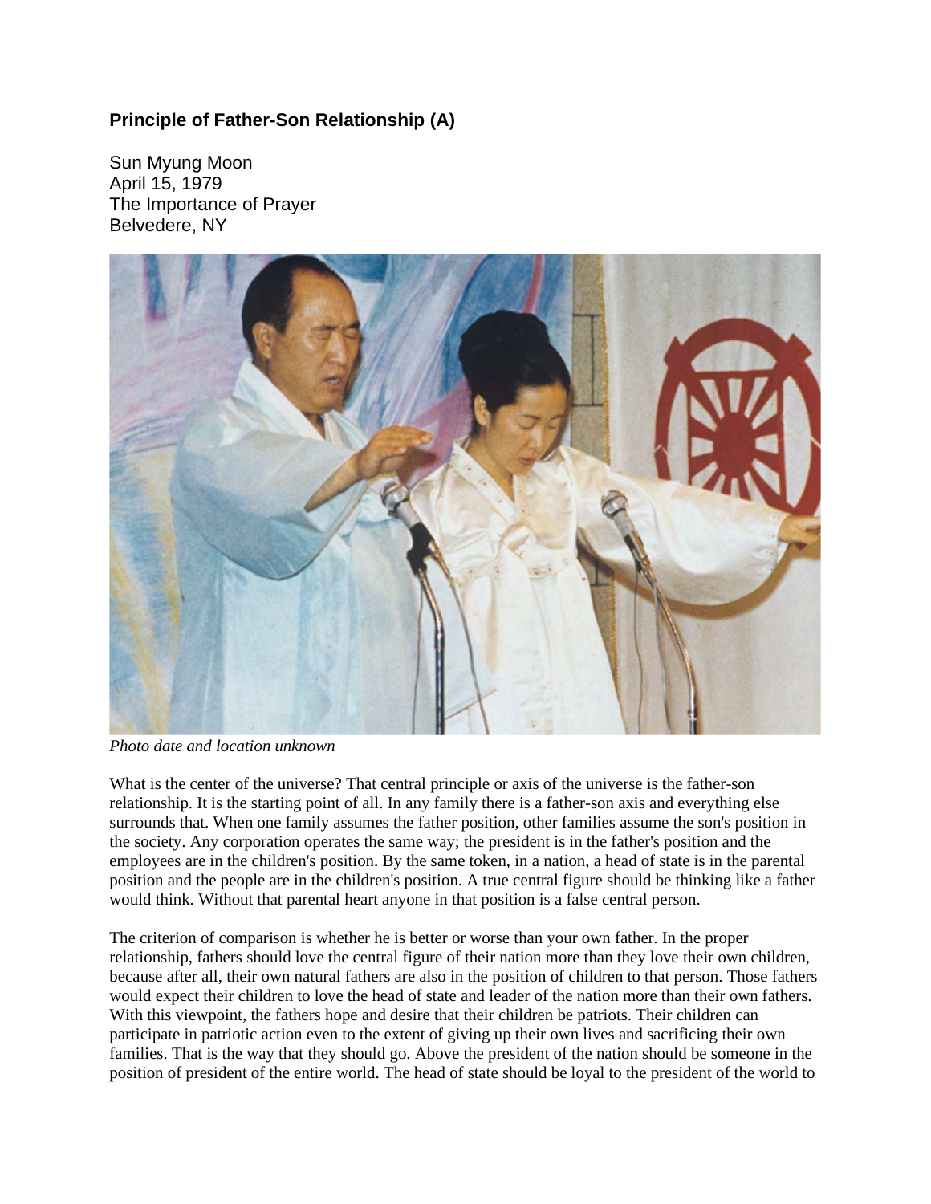## Principle of Father-Son Relationship (A)

Sun Myung Moon
April 15, 1979
The Importance of Prayer
Belvedere, NY

*Photo date and location unknown*

What is the center of the universe? That central principle or axis of the universe is the father-son relationship. It is the starting point of all. In any family there is a father-son axis and everything else surrounds that. When one family assumes the father position, other families assume the son's position in the society. Any corporation operates the same way; the president is in the father's position and the employees are in the children's position. By the same token, in a nation, a head of state is in the parental position and the people are in the children's position. A true central figure should be thinking like a father would think. Without that parental heart anyone in that position is a false central person.

The criterion of comparison is whether he is better or worse than your own father. In the proper relationship, fathers should love the central figure of their nation more than they love their own children, because after all, their own natural fathers are also in the position of children to that person. Those fathers would expect their children to love the head of state and leader of the nation more than their own fathers. With this viewpoint, the fathers hope and desire that their children be patriots. Their children can participate in patriotic action even to the extent of giving up their own lives and sacrificing their own families. That is the way that they should go. Above the president of the nation should be someone in the position of president of the entire world. The head of state should be loyal to the president of the world to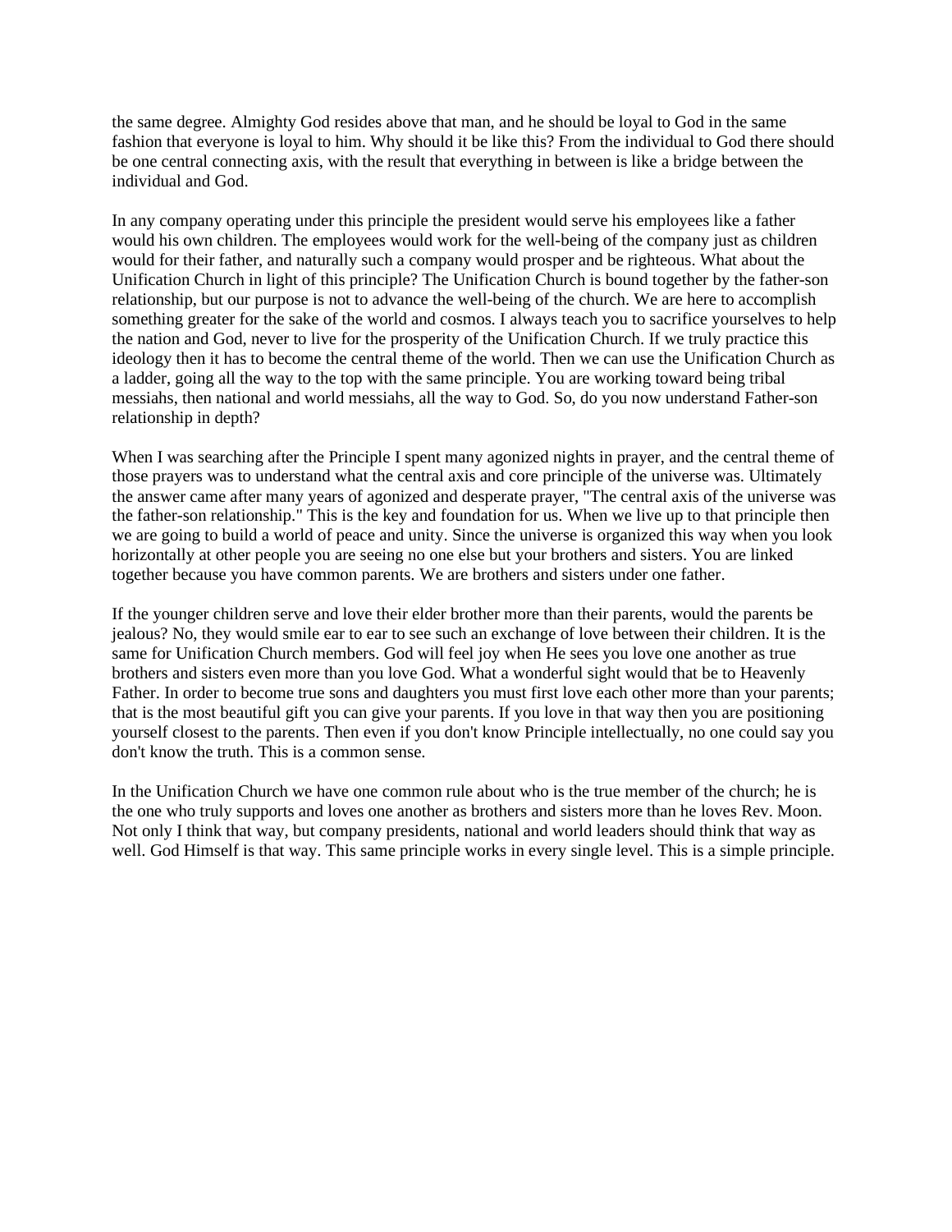the same degree. Almighty God resides above that man, and he should be loyal to God in the same fashion that everyone is loyal to him. Why should it be like this? From the individual to God there should be one central connecting axis, with the result that everything in between is like a bridge between the individual and God.

In any company operating under this principle the president would serve his employees like a father would his own children. The employees would work for the well-being of the company just as children would for their father, and naturally such a company would prosper and be righteous. What about the Unification Church in light of this principle? The Unification Church is bound together by the father-son relationship, but our purpose is not to advance the well-being of the church. We are here to accomplish something greater for the sake of the world and cosmos. I always teach you to sacrifice yourselves to help the nation and God, never to live for the prosperity of the Unification Church. If we truly practice this ideology then it has to become the central theme of the world. Then we can use the Unification Church as a ladder, going all the way to the top with the same principle. You are working toward being tribal messiahs, then national and world messiahs, all the way to God. So, do you now understand Father-son relationship in depth?

When I was searching after the Principle I spent many agonized nights in prayer, and the central theme of those prayers was to understand what the central axis and core principle of the universe was. Ultimately the answer came after many years of agonized and desperate prayer, "The central axis of the universe was the father-son relationship." This is the key and foundation for us. When we live up to that principle then we are going to build a world of peace and unity. Since the universe is organized this way when you look horizontally at other people you are seeing no one else but your brothers and sisters. You are linked together because you have common parents. We are brothers and sisters under one father.

If the younger children serve and love their elder brother more than their parents, would the parents be jealous? No, they would smile ear to ear to see such an exchange of love between their children. It is the same for Unification Church members. God will feel joy when He sees you love one another as true brothers and sisters even more than you love God. What a wonderful sight would that be to Heavenly Father. In order to become true sons and daughters you must first love each other more than your parents; that is the most beautiful gift you can give your parents. If you love in that way then you are positioning yourself closest to the parents. Then even if you don't know Principle intellectually, no one could say you don't know the truth. This is a common sense.

In the Unification Church we have one common rule about who is the true member of the church; he is the one who truly supports and loves one another as brothers and sisters more than he loves Rev. Moon. Not only I think that way, but company presidents, national and world leaders should think that way as well. God Himself is that way. This same principle works in every single level. This is a simple principle.